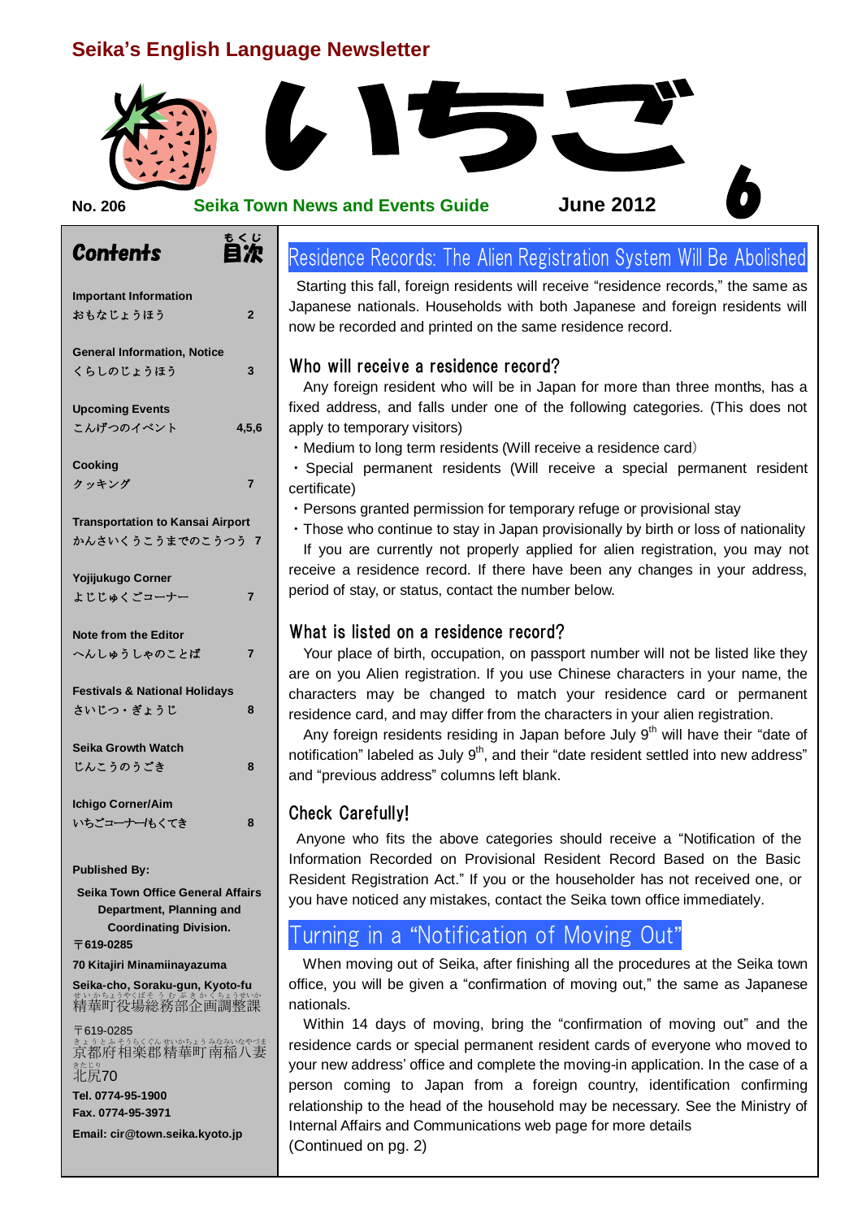**Seika's English Language Newsletter**

# いちご

**No. 206** **Seika Town News and Events Guide** **June 2012**

## Contents 目次

| | | |
|---|---|---|
| **Important Information** おもなじょうほう | | **2** |
| **General Information, Notice** くらしのじょうほう | | **3** |
| **Upcoming Events** こんげつのイベント | | **4,5,6** |
| **Cooking** クッキング | | **7** |
| **Transportation to Kansai Airport** かんさいくうこうまでのこうつう | | **7** |
| **Yojijukugo Corner** よじじゅくごコーナー | | **7** |
| **Note from the Editor** へんしゅうしゃのことば | | **7** |
| **Festivals & National Holidays** さいじつ・ぎょうじ | | **8** |
| **Seika Growth Watch** じんこうのうごき | | **8** |
| **Ichigo Corner/Aim** いちごコーナー/もくてき | | **8** |

**Published By:**

**Seika Town Office General Affairs Department, Planning and Coordinating Division.**
**〒619-0285**
**70 Kitajiri Minamiinayazuma**
**Seika-cho, Soraku-gun, Kyoto-fu**
精華町役場総務部企画調整課
〒619-0285
京都府相楽郡精華町南稲八妻北尻70
**Tel. 0774-95-1900**
**Fax. 0774-95-3971**
**Email: cir@town.seika.kyoto.jp**

## Residence Records: The Alien Registration System Will Be Abolished

Starting this fall, foreign residents will receive "residence records," the same as Japanese nationals. Households with both Japanese and foreign residents will now be recorded and printed on the same residence record.

### Who will receive a residence record?

Any foreign resident who will be in Japan for more than three months, has a fixed address, and falls under one of the following categories. (This does not apply to temporary visitors)

・Medium to long term residents (Will receive a residence card)
・Special permanent residents (Will receive a special permanent resident certificate)
・Persons granted permission for temporary refuge or provisional stay
・Those who continue to stay in Japan provisionally by birth or loss of nationality

If you are currently not properly applied for alien registration, you may not receive a residence record. If there have been any changes in your address, period of stay, or status, contact the number below.

### What is listed on a residence record?

Your place of birth, occupation, on passport number will not be listed like they are on you Alien registration. If you use Chinese characters in your name, the characters may be changed to match your residence card or permanent residence card, and may differ from the characters in your alien registration.

Any foreign residents residing in Japan before July 9th will have their "date of notification" labeled as July 9th, and their "date resident settled into new address" and "previous address" columns left blank.

### Check Carefully!

Anyone who fits the above categories should receive a "Notification of the Information Recorded on Provisional Resident Record Based on the Basic Resident Registration Act." If you or the householder has not received one, or you have noticed any mistakes, contact the Seika town office immediately.

## Turning in a "Notification of Moving Out"

When moving out of Seika, after finishing all the procedures at the Seika town office, you will be given a "confirmation of moving out," the same as Japanese nationals.

Within 14 days of moving, bring the "confirmation of moving out" and the residence cards or special permanent resident cards of everyone who moved to your new address' office and complete the moving-in application. In the case of a person coming to Japan from a foreign country, identification confirming relationship to the head of the household may be necessary. See the Ministry of Internal Affairs and Communications web page for more details
(Continued on pg. 2)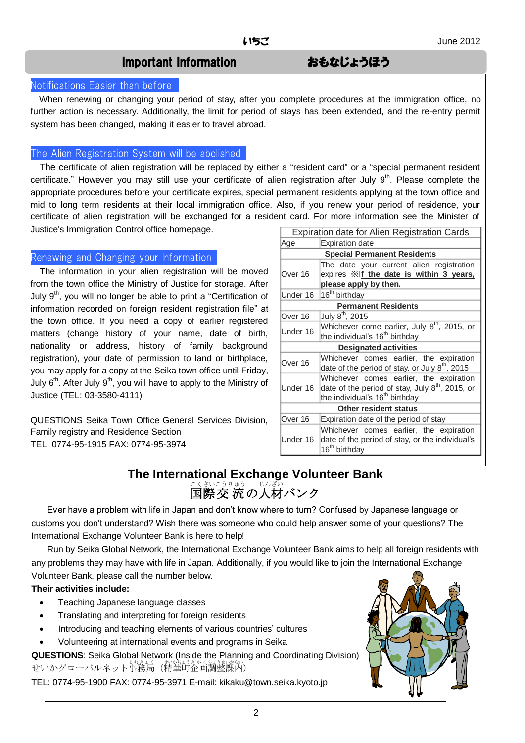## Important Information　おもなじょうほう

### Notifications Easier than before

When renewing or changing your period of stay, after you complete procedures at the immigration office, no further action is necessary. Additionally, the limit for period of stays has been extended, and the re-entry permit system has been changed, making it easier to travel abroad.

### The Alien Registration System will be abolished

The certificate of alien registration will be replaced by either a "resident card" or a "special permanent resident certificate." However you may still use your certificate of alien registration after July 9th. Please complete the appropriate procedures before your certificate expires, special permanent residents applying at the town office and mid to long term residents at their local immigration office. Also, if you renew your period of residence, your certificate of alien registration will be exchanged for a resident card. For more information see the Minister of Justice's Immigration Control office homepage.

### Renewing and Changing your Information

The information in your alien registration will be moved from the town office the Ministry of Justice for storage. After July 9th, you will no longer be able to print a "Certification of information recorded on foreign resident registration file" at the town office. If you need a copy of earlier registered matters (change history of your name, date of birth, nationality or address, history of family background registration), your date of permission to land or birthplace, you may apply for a copy at the Seika town office until Friday, July 6th. After July 9th, you will have to apply to the Ministry of Justice (TEL: 03-3580-4111)

QUESTIONS Seika Town Office General Services Division, Family registry and Residence Section
TEL: 0774-95-1915 FAX: 0774-95-3974

**Expiration date for Alien Registration Cards**

| Age | Expiration date |
|---|---|
| **Special Permanent Residents** | |
| Over 16 | The date your current alien registration expires ※**If the date is within 3 years, please apply by then.** |
| Under 16 | 16th birthday |
| **Permanent Residents** | |
| Over 16 | July 8th, 2015 |
| Under 16 | Whichever come earlier, July 8th, 2015, or the individual's 16th birthday |
| **Designated activities** | |
| Over 16 | Whichever comes earlier, the expiration date of the period of stay, or July 8th, 2015 |
| Under 16 | Whichever comes earlier, the expiration date of the period of stay, July 8th, 2015, or the individual's 16th birthday |
| **Other resident status** | |
| Over 16 | Expiration date of the period of stay |
| Under 16 | Whichever comes earlier, the expiration date of the period of stay, or the individual's 16th birthday |

## The International Exchange Volunteer Bank

## 国際交流の人材バンク

Ever have a problem with life in Japan and don't know where to turn? Confused by Japanese language or customs you don't understand? Wish there was someone who could help answer some of your questions? The International Exchange Volunteer Bank is here to help!

Run by Seika Global Network, the International Exchange Volunteer Bank aims to help all foreign residents with any problems they may have with life in Japan. Additionally, if you would like to join the International Exchange Volunteer Bank, please call the number below.

**Their activities include:**

- Teaching Japanese language classes
- Translating and interpreting for foreign residents
- Introducing and teaching elements of various countries' cultures
- Volunteering at international events and programs in Seika

**QUESTIONS**: Seika Global Network (Inside the Planning and Coordinating Division)
せいかグローバルネット事務局（精華町企画調整課内）
TEL: 0774-95-1900 FAX: 0774-95-3971 E-mail: kikaku@town.seika.kyoto.jp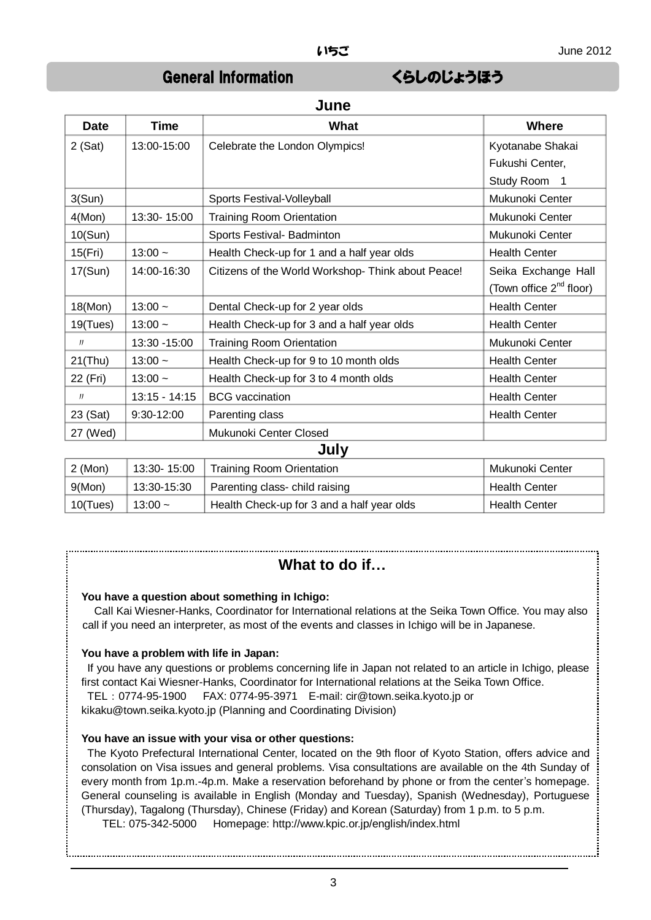## General Information　くらしのじょうほう

### June

| Date | Time | What | Where |
|---|---|---|---|
| 2 (Sat) | 13:00-15:00 | Celebrate the London Olympics! | Kyotanabe Shakai Fukushi Center, Study Room 1 |
| 3(Sun) | | Sports Festival-Volleyball | Mukunoki Center |
| 4(Mon) | 13:30- 15:00 | Training Room Orientation | Mukunoki Center |
| 10(Sun) | | Sports Festival- Badminton | Mukunoki Center |
| 15(Fri) | 13:00 ~ | Health Check-up for 1 and a half year olds | Health Center |
| 17(Sun) | 14:00-16:30 | Citizens of the World Workshop- Think about Peace! | Seika Exchange Hall (Town office 2nd floor) |
| 18(Mon) | 13:00 ~ | Dental Check-up for 2 year olds | Health Center |
| 19(Tues) | 13:00 ~ | Health Check-up for 3 and a half year olds | Health Center |
| 〃 | 13:30 -15:00 | Training Room Orientation | Mukunoki Center |
| 21(Thu) | 13:00 ~ | Health Check-up for 9 to 10 month olds | Health Center |
| 22 (Fri) | 13:00 ~ | Health Check-up for 3 to 4 month olds | Health Center |
| 〃 | 13:15 - 14:15 | BCG vaccination | Health Center |
| 23 (Sat) | 9:30-12:00 | Parenting class | Health Center |
| 27 (Wed) | | Mukunoki Center Closed | |

### July

| Date | Time | What | Where |
|---|---|---|---|
| 2 (Mon) | 13:30- 15:00 | Training Room Orientation | Mukunoki Center |
| 9(Mon) | 13:30-15:30 | Parenting class- child raising | Health Center |
| 10(Tues) | 13:00 ~ | Health Check-up for 3 and a half year olds | Health Center |

## What to do if…

**You have a question about something in Ichigo:**

Call Kai Wiesner-Hanks, Coordinator for International relations at the Seika Town Office. You may also call if you need an interpreter, as most of the events and classes in Ichigo will be in Japanese.

**You have a problem with life in Japan:**

If you have any questions or problems concerning life in Japan not related to an article in Ichigo, please first contact Kai Wiesner-Hanks, Coordinator for International relations at the Seika Town Office.

TEL：0774-95-1900　FAX: 0774-95-3971　E-mail: cir@town.seika.kyoto.jp or kikaku@town.seika.kyoto.jp (Planning and Coordinating Division)

**You have an issue with your visa or other questions:**

The Kyoto Prefectural International Center, located on the 9th floor of Kyoto Station, offers advice and consolation on Visa issues and general problems. Visa consultations are available on the 4th Sunday of every month from 1p.m.-4p.m. Make a reservation beforehand by phone or from the center's homepage. General counseling is available in English (Monday and Tuesday), Spanish (Wednesday), Portuguese (Thursday), Tagalong (Thursday), Chinese (Friday) and Korean (Saturday) from 1 p.m. to 5 p.m.

TEL: 075-342-5000　Homepage: http://www.kpic.or.jp/english/index.html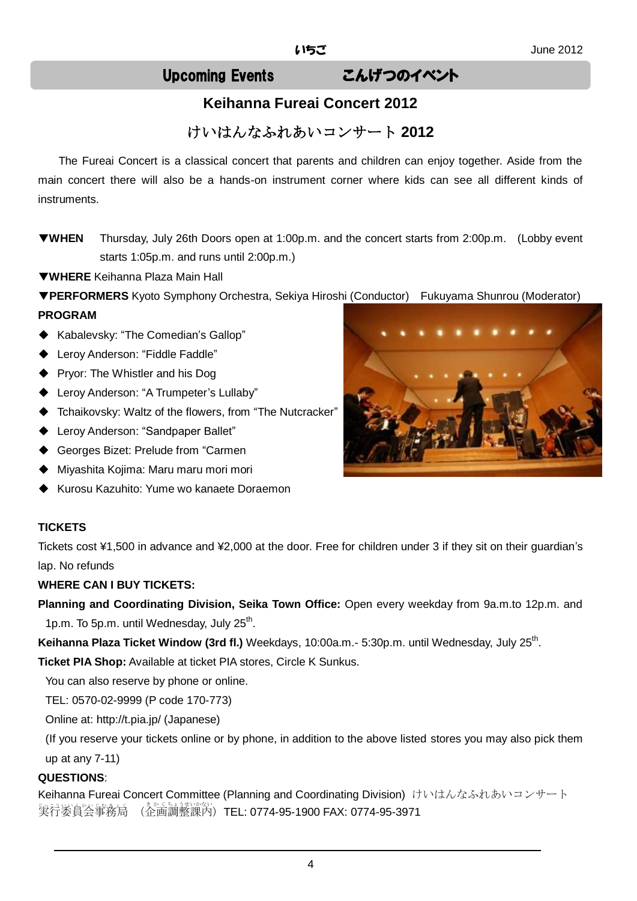## Upcoming Events　　こんげつのイベント

### Keihanna Fureai Concert 2012

### けいはんなふれあいコンサート 2012

The Fureai Concert is a classical concert that parents and children can enjoy together. Aside from the main concert there will also be a hands-on instrument corner where kids can see all different kinds of instruments.

▼**WHEN** Thursday, July 26th Doors open at 1:00p.m. and the concert starts from 2:00p.m. (Lobby event starts 1:05p.m. and runs until 2:00p.m.)

▼**WHERE** Keihanna Plaza Main Hall

▼**PERFORMERS** Kyoto Symphony Orchestra, Sekiya Hiroshi (Conductor) Fukuyama Shunrou (Moderator)

**PROGRAM**

- Kabalevsky: "The Comedian's Gallop"
- Leroy Anderson: "Fiddle Faddle"
- Pryor: The Whistler and his Dog
- Leroy Anderson: "A Trumpeter's Lullaby"
- Tchaikovsky: Waltz of the flowers, from "The Nutcracker"
- Leroy Anderson: "Sandpaper Ballet"
- Georges Bizet: Prelude from "Carmen
- Miyashita Kojima: Maru maru mori mori
- Kurosu Kazuhito: Yume wo kanaete Doraemon

**TICKETS**

Tickets cost ¥1,500 in advance and ¥2,000 at the door. Free for children under 3 if they sit on their guardian's lap. No refunds

**WHERE CAN I BUY TICKETS:**

**Planning and Coordinating Division, Seika Town Office:** Open every weekday from 9a.m.to 12p.m. and 1p.m. To 5p.m. until Wednesday, July 25th.

**Keihanna Plaza Ticket Window (3rd fl.)** Weekdays, 10:00a.m.- 5:30p.m. until Wednesday, July 25th.

**Ticket PIA Shop:** Available at ticket PIA stores, Circle K Sunkus.

You can also reserve by phone or online.

TEL: 0570-02-9999 (P code 170-773)

Online at: http://t.pia.jp/ (Japanese)

(If you reserve your tickets online or by phone, in addition to the above listed stores you may also pick them up at any 7-11)

**QUESTIONS**:

Keihanna Fureai Concert Committee (Planning and Coordinating Division) けいはんなふれあいコンサート実行委員会事務局 （企画調整課内）TEL: 0774-95-1900 FAX: 0774-95-3971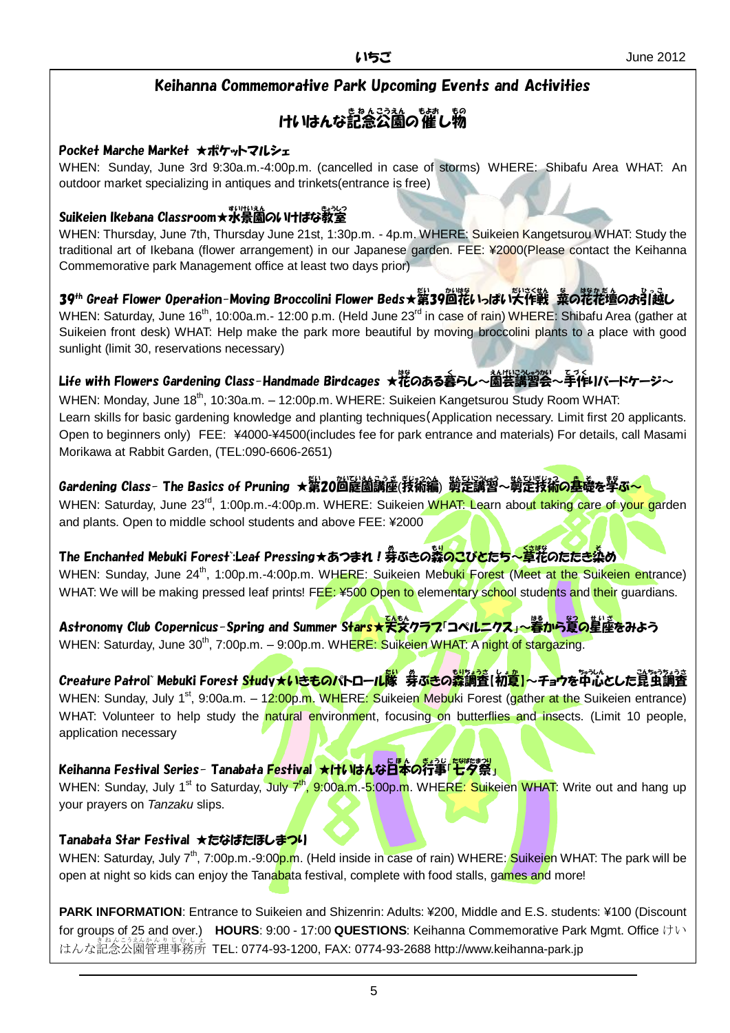## Keihanna Commemorative Park Upcoming Events and Activities

## けいはんな記念公園の催し物

### Pocket Marche Market ★ポケットマルシェ

WHEN: Sunday, June 3rd 9:30a.m.-4:00p.m. (cancelled in case of storms) WHERE: Shibafu Area WHAT: An outdoor market specializing in antiques and trinkets(entrance is free)

### Suikeien Ikebana Classroom★水景園のいけばな教室

WHEN: Thursday, June 7th, Thursday June 21st, 1:30p.m. - 4p.m. WHERE: Suikeien Kangetsurou WHAT: Study the traditional art of Ikebana (flower arrangement) in our Japanese garden. FEE: ¥2000(Please contact the Keihanna Commemorative park Management office at least two days prior)

### 39th Great Flower Operation-Moving Broccolini Flower Beds★第39回花いっぱい大作戦 菜の花花壇のお引越し

WHEN: Saturday, June 16th, 10:00a.m.- 12:00 p.m. (Held June 23rd in case of rain) WHERE: Shibafu Area (gather at Suikeien front desk) WHAT: Help make the park more beautiful by moving broccolini plants to a place with good sunlight (limit 30, reservations necessary)

### Life with Flowers Gardening Class-Handmade Birdcages ★花のある暮らし~園芸講習会~手作りバードケージ~

WHEN: Monday, June 18th, 10:30a.m. – 12:00p.m. WHERE: Suikeien Kangetsurou Study Room WHAT: Learn skills for basic gardening knowledge and planting techniques(Application necessary. Limit first 20 applicants. Open to beginners only) FEE: ¥4000-¥4500(includes fee for park entrance and materials) For details, call Masami Morikawa at Rabbit Garden, (TEL:090-6606-2651)

### Gardening Class- The Basics of Pruning ★第20回庭園講座(技術編) 剪定講習~剪定技術の基礎を学ぶ~

WHEN: Saturday, June 23rd, 1:00p.m.-4:00p.m. WHERE: Suikeien WHAT: Learn about taking care of your garden and plants. Open to middle school students and above FEE: ¥2000

### The Enchanted Mebuki Forest":Leaf Pressing★あつまれ！芽ぶきの森のこびとたち~草花のたたき染め

WHEN: Sunday, June 24th, 1:00p.m.-4:00p.m. WHERE: Suikeien Mebuki Forest (Meet at the Suikeien entrance) WHAT: We will be making pressed leaf prints! FEE: ¥500 Open to elementary school students and their guardians.

### Astronomy Club Copernicus-Spring and Summer Stars★天文クラブ「コペルニクス」~春から夏の星座をみよう

WHEN: Saturday, June 30th, 7:00p.m. – 9:00p.m. WHERE: Suikeien WHAT: A night of stargazing.

### Creature Patrol" Mebuki Forest Study★いきものパトロール隊 芽ぶきの森調査[初夏]~チョウを中心とした昆虫調査

WHEN: Sunday, July 1st, 9:00a.m. – 12:00p.m. WHERE: Suikeien Mebuki Forest (gather at the Suikeien entrance) WHAT: Volunteer to help study the natural environment, focusing on butterflies and insects. (Limit 10 people, application necessary

### Keihanna Festival Series- Tanabata Festival ★けいはんな日本の行事「七夕祭」

WHEN: Sunday, July 1st to Saturday, July 7th, 9:00a.m.-5:00p.m. WHERE: Suikeien WHAT: Write out and hang up your prayers on *Tanzaku* slips.

### Tanabata Star Festival ★たなばたほしまつり

WHEN: Saturday, July 7th, 7:00p.m.-9:00p.m. (Held inside in case of rain) WHERE: Suikeien WHAT: The park will be open at night so kids can enjoy the Tanabata festival, complete with food stalls, games and more!

**PARK INFORMATION**: Entrance to Suikeien and Shizenrin: Adults: ¥200, Middle and E.S. students: ¥100 (Discount for groups of 25 and over.) **HOURS**: 9:00 - 17:00 **QUESTIONS**: Keihanna Commemorative Park Mgmt. Office けいはんな記念公園管理事務所 TEL: 0774-93-1200, FAX: 0774-93-2688 http://www.keihanna-park.jp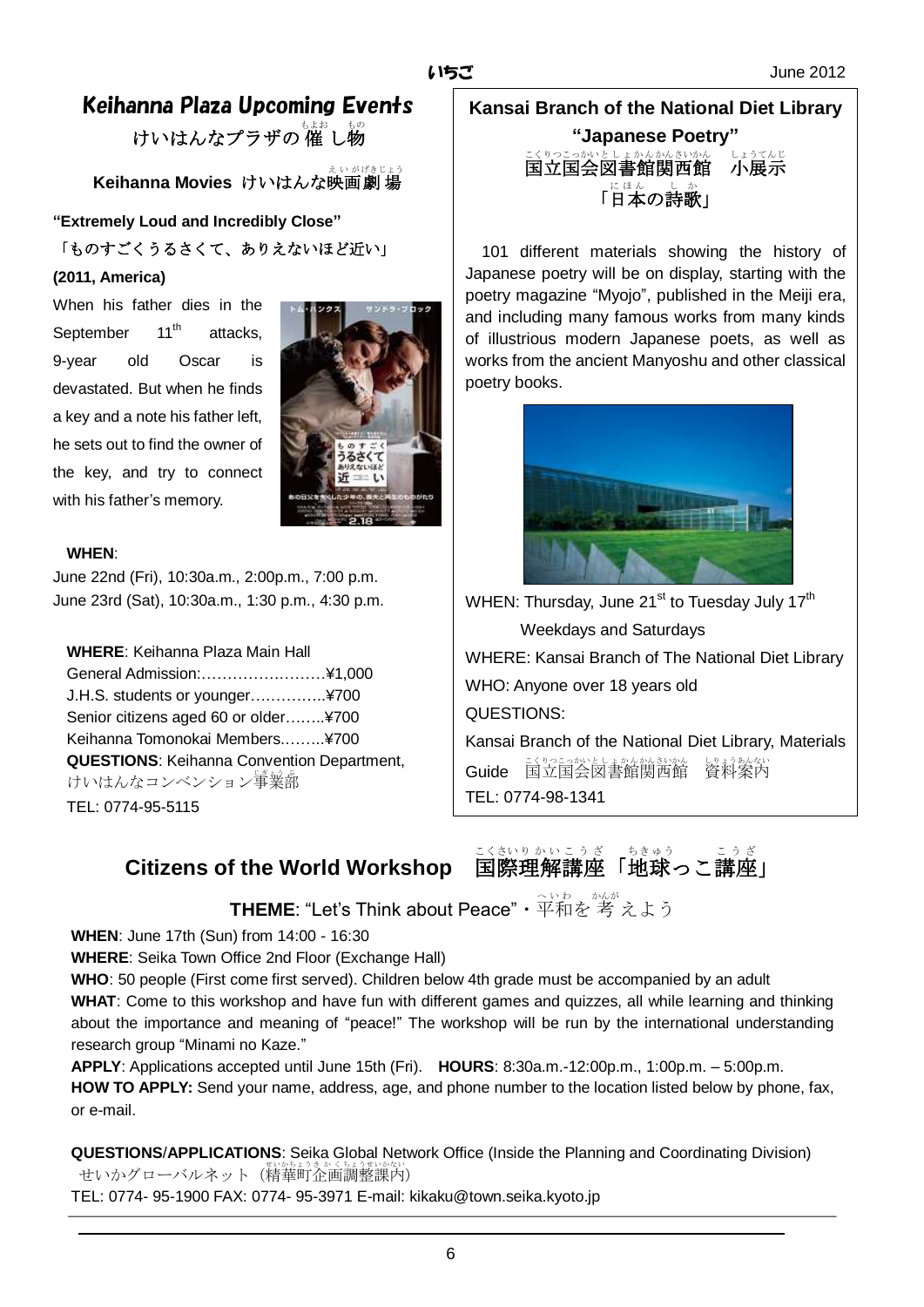## Keihanna Plaza Upcoming Events

けいはんなプラザの催し物

### Keihanna Movies けいはんな映画劇場

**"Extremely Loud and Incredibly Close"**

「ものすごくうるさくて、ありえないほど近い」

**(2011, America)**

When his father dies in the September 11th attacks, 9-year old Oscar is devastated. But when he finds a key and a note his father left, he sets out to find the owner of the key, and try to connect with his father's memory.

**WHEN**:

June 22nd (Fri), 10:30a.m., 2:00p.m., 7:00 p.m.
June 23rd (Sat), 10:30a.m., 1:30 p.m., 4:30 p.m.

**WHERE**: Keihanna Plaza Main Hall

General Admission:……………………¥1,000
J.H.S. students or younger…………..¥700
Senior citizens aged 60 or older……..¥700
Keihanna Tomonokai Members……..¥700

**QUESTIONS**: Keihanna Convention Department, けいはんなコンベンション事業部

TEL: 0774-95-5115

## Kansai Branch of the National Diet Library "Japanese Poetry"

国立国会図書館関西館　小展示
「日本の詩歌」

101 different materials showing the history of Japanese poetry will be on display, starting with the poetry magazine "Myojo", published in the Meiji era, and including many famous works from many kinds of illustrious modern Japanese poets, as well as works from the ancient Manyoshu and other classical poetry books.

WHEN: Thursday, June 21st to Tuesday July 17th
Weekdays and Saturdays

WHERE: Kansai Branch of The National Diet Library

WHO: Anyone over 18 years old

QUESTIONS:

Kansai Branch of the National Diet Library, Materials Guide　国立国会図書館関西館　資料案内

TEL: 0774-98-1341

## Citizens of the World Workshop　国際理解講座「地球っこ講座」

**THEME**: "Let's Think about Peace"・平和を考えよう

**WHEN**: June 17th (Sun) from 14:00 - 16:30

**WHERE**: Seika Town Office 2nd Floor (Exchange Hall)

**WHO**: 50 people (First come first served). Children below 4th grade must be accompanied by an adult

**WHAT**: Come to this workshop and have fun with different games and quizzes, all while learning and thinking about the importance and meaning of "peace!" The workshop will be run by the international understanding research group "Minami no Kaze."

**APPLY**: Applications accepted until June 15th (Fri). **HOURS**: 8:30a.m.-12:00p.m., 1:00p.m. – 5:00p.m.

**HOW TO APPLY:** Send your name, address, age, and phone number to the location listed below by phone, fax, or e-mail.

**QUESTIONS/APPLICATIONS**: Seika Global Network Office (Inside the Planning and Coordinating Division)
せいかグローバルネット（精華町企画調整課内）

TEL: 0774- 95-1900 FAX: 0774- 95-3971 E-mail: kikaku@town.seika.kyoto.jp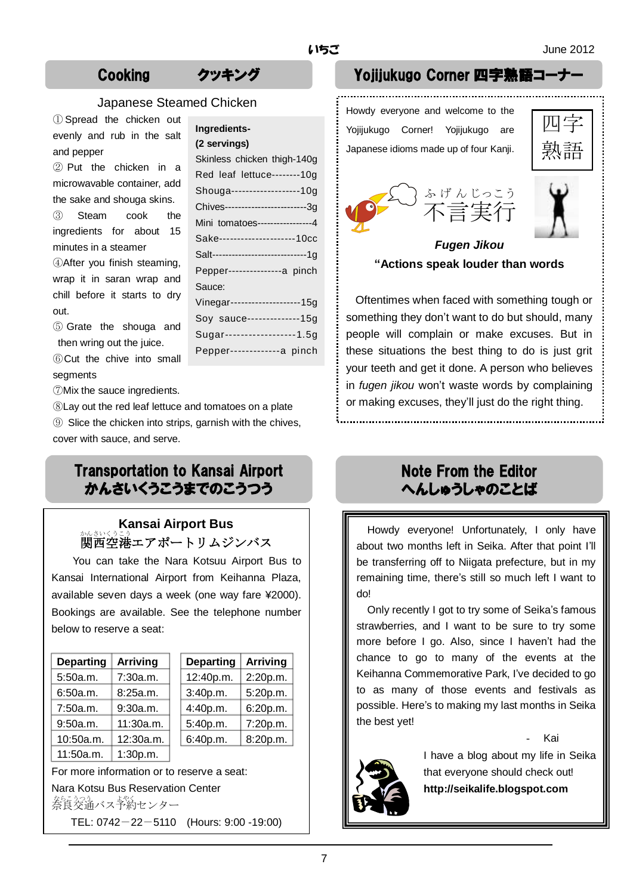## Cooking クッキング

### Japanese Steamed Chicken

**Ingredients- (2 servings)**

Skinless chicken thigh-140g
Red leaf lettuce--------10g
Shouga-------------------10g
Chives------------------------3g
Mini tomatoes----------------4
Sake---------------------10cc
Salt-----------------------------1g
Pepper---------------a pinch

Sauce:
Vinegar--------------------15g
Soy sauce--------------15g
Sugar-------------------1.5g
Pepper-------------a pinch

① Spread the chicken out evenly and rub in the salt and pepper
② Put the chicken in a microwavable container, add the sake and shouga skins.
③ Steam cook the ingredients for about 15 minutes in a steamer
④After you finish steaming, wrap it in saran wrap and chill before it starts to dry out.
⑤ Grate the shouga and then wring out the juice.
⑥Cut the chive into small segments
⑦Mix the sauce ingredients.
⑧Lay out the red leaf lettuce and tomatoes on a plate
⑨ Slice the chicken into strips, garnish with the chives, cover with sauce, and serve.

## Yojijukugo Corner 四字熟語コーナー

Howdy everyone and welcome to the Yojijukugo Corner! Yojijukugo are Japanese idioms made up of four Kanji.

四字熟語

ふげんじっこう
不言実行

***Fugen Jikou***

**"Actions speak louder than words**

Oftentimes when faced with something tough or something they don't want to do but should, many people will complain or make excuses. But in these situations the best thing to do is just grit your teeth and get it done. A person who believes in *fugen jikou* won't waste words by complaining or making excuses, they'll just do the right thing.

## Transportation to Kansai Airport かんさいくうこうまでのこうつう

### Kansai Airport Bus

関西空港(かんさいくうこう)エアポートリムジンバス

You can take the Nara Kotsuu Airport Bus to Kansai International Airport from Keihanna Plaza, available seven days a week (one way fare ¥2000). Bookings are available. See the telephone number below to reserve a seat:

| Departing | Arriving |
|---|---|
| 5:50a.m. | 7:30a.m. |
| 6:50a.m. | 8:25a.m. |
| 7:50a.m. | 9:30a.m. |
| 9:50a.m. | 11:30a.m. |
| 10:50a.m. | 12:30a.m. |
| 11:50a.m. | 1:30p.m. |

| Departing | Arriving |
|---|---|
| 12:40p.m. | 2:20p.m. |
| 3:40p.m. | 5:20p.m. |
| 4:40p.m. | 6:20p.m. |
| 5:40p.m. | 7:20p.m. |
| 6:40p.m. | 8:20p.m. |

For more information or to reserve a seat:
Nara Kotsu Bus Reservation Center
奈良交通(ならこうつう)バス予約(よやく)センター
TEL: 0742－22－5110 (Hours: 9:00 -19:00)

## Note From the Editor へんしゅうしゃのことば

Howdy everyone! Unfortunately, I only have about two months left in Seika. After that point I'll be transferring off to Niigata prefecture, but in my remaining time, there's still so much left I want to do!

Only recently I got to try some of Seika's famous strawberries, and I want to be sure to try some more before I go. Also, since I haven't had the chance to go to many of the events at the Keihanna Commemorative Park, I've decided to go to as many of those events and festivals as possible. Here's to making my last months in Seika the best yet!

\- Kai

I have a blog about my life in Seika that everyone should check out!
**http://seikalife.blogspot.com**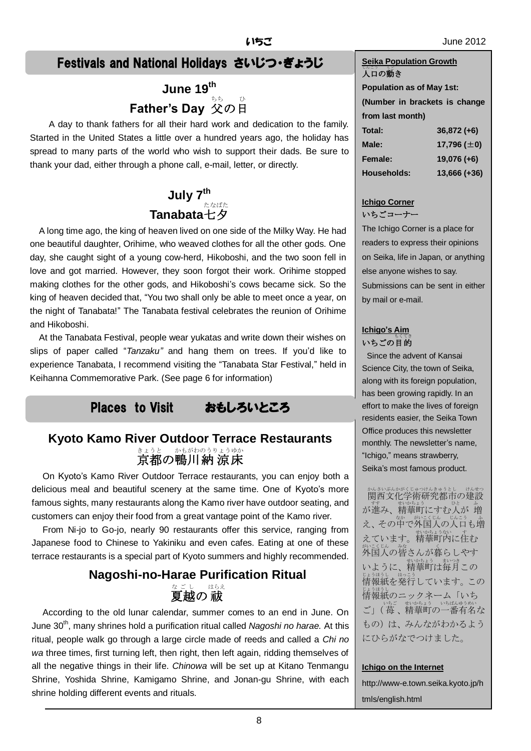## Festivals and National Holidays さいじつ・ぎょうじ

### June 19th
### Father's Day 父の日

A day to thank fathers for all their hard work and dedication to the family. Started in the United States a little over a hundred years ago, the holiday has spread to many parts of the world who wish to support their dads. Be sure to thank your dad, either through a phone call, e-mail, letter, or directly.

### July 7th
### Tanabata七夕

A long time ago, the king of heaven lived on one side of the Milky Way. He had one beautiful daughter, Orihime, who weaved clothes for all the other gods. One day, she caught sight of a young cow-herd, Hikoboshi, and the two soon fell in love and got married. However, they soon forgot their work. Orihime stopped making clothes for the other gods, and Hikoboshi's cows became sick. So the king of heaven decided that, "You two shall only be able to meet once a year, on the night of Tanabata!" The Tanabata festival celebrates the reunion of Orihime and Hikoboshi.

At the Tanabata Festival, people wear yukatas and write down their wishes on slips of paper called "*Tanzaku"* and hang them on trees. If you'd like to experience Tanabata, I recommend visiting the "Tanabata Star Festival," held in Keihanna Commemorative Park. (See page 6 for information)

## Places to Visit おもしろいところ

### Kyoto Kamo River Outdoor Terrace Restaurants
### 京都の鴨川納涼床

On Kyoto's Kamo River Outdoor Terrace restaurants, you can enjoy both a delicious meal and beautiful scenery at the same time. One of Kyoto's more famous sights, many restaurants along the Kamo river have outdoor seating, and customers can enjoy their food from a great vantage point of the Kamo river.

From Ni-jo to Go-jo, nearly 90 restaurants offer this service, ranging from Japanese food to Chinese to Yakiniku and even cafes. Eating at one of these terrace restaurants is a special part of Kyoto summers and highly recommended.

### Nagoshi-no-Harae Purification Ritual
### 夏越の祓

According to the old lunar calendar, summer comes to an end in June. On June 30th, many shrines hold a purification ritual called *Nagoshi no harae.* At this ritual, people walk go through a large circle made of reeds and called a *Chi no wa* three times, first turning left, then right, then left again, ridding themselves of all the negative things in their life. *Chinowa* will be set up at Kitano Tenmangu Shrine, Yoshida Shrine, Kamigamo Shrine, and Jonan-gu Shrine, with each shrine holding different events and rituals.

---

**Seika Population Growth**
**人口の動き**

**Population as of May 1st:**
**(Number in brackets is change from last month)**

| | |
|---|---|
| **Total:** | **36,872 (+6)** |
| **Male:** | **17,796 (±0)** |
| **Female:** | **19,076 (+6)** |
| **Households:** | **13,666 (+36)** |

**Ichigo Corner**
**いちごコーナー**

The Ichigo Corner is a place for readers to express their opinions on Seika, life in Japan, or anything else anyone wishes to say. Submissions can be sent in either by mail or e-mail.

**Ichigo's Aim**
**いちごの目的**

Since the advent of Kansai Science City, the town of Seika, along with its foreign population, has been growing rapidly. In an effort to make the lives of foreign residents easier, the Seika Town Office produces this newsletter monthly. The newsletter's name, "Ichigo," means strawberry, Seika's most famous product.

関西文化学術研究都市の建設が進み、精華町にすむ人が増え、その中で外国人の人口も増えています。精華町内に住む外国人の皆さんが暮らしやすいように、精華町は毎月この情報紙を発行しています。この情報紙のニックネーム「いちご」（苺、精華町の一番有名なもの）は、みんながわかるようにひらがなでつけました。

**Ichigo on the Internet**

http://www-e.town.seika.kyoto.jp/htmls/english.html